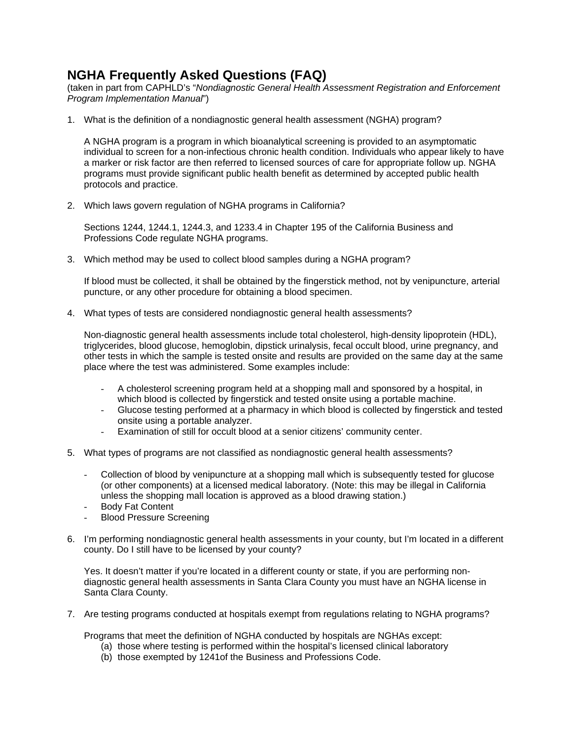# NGHA Frequently Asked Questions (FAQ)

(taken in part from CAPHLD's "*Nondiagnostic General Health Assessment Registration and Enforcement Program Implementation Manual*")

1. What is the definition of a nondiagnostic general health assessment (NGHA) program?

   A NGHA program is a program in which bioanalytical screening is provided to an asymptomatic individual to screen for a non-infectious chronic health condition. Individuals who appear likely to have a marker or risk factor are then referred to licensed sources of care for appropriate follow up. NGHA programs must provide significant public health benefit as determined by accepted public health protocols and practice.

2. Which laws govern regulation of NGHA programs in California?

   Sections 1244, 1244.1, 1244.3, and 1233.4 in Chapter 195 of the California Business and Professions Code regulate NGHA programs.

3. Which method may be used to collect blood samples during a NGHA program?

   If blood must be collected, it shall be obtained by the fingerstick method, not by venipuncture, arterial puncture, or any other procedure for obtaining a blood specimen.

4. What types of tests are considered nondiagnostic general health assessments?

   Non-diagnostic general health assessments include total cholesterol, high-density lipoprotein (HDL), triglycerides, blood glucose, hemoglobin, dipstick urinalysis, fecal occult blood, urine pregnancy, and other tests in which the sample is tested onsite and results are provided on the same day at the same place where the test was administered. Some examples include:

   - A cholesterol screening program held at a shopping mall and sponsored by a hospital, in which blood is collected by fingerstick and tested onsite using a portable machine.
   - Glucose testing performed at a pharmacy in which blood is collected by fingerstick and tested onsite using a portable analyzer.
   - Examination of still for occult blood at a senior citizens' community center.

5. What types of programs are not classified as nondiagnostic general health assessments?

   - Collection of blood by venipuncture at a shopping mall which is subsequently tested for glucose (or other components) at a licensed medical laboratory. (Note: this may be illegal in California unless the shopping mall location is approved as a blood drawing station.)
   - Body Fat Content
   - Blood Pressure Screening

6. I'm performing nondiagnostic general health assessments in your county, but I'm located in a different county. Do I still have to be licensed by your county?

   Yes. It doesn't matter if you're located in a different county or state, if you are performing non-diagnostic general health assessments in Santa Clara County you must have an NGHA license in Santa Clara County.

7. Are testing programs conducted at hospitals exempt from regulations relating to NGHA programs?

   Programs that meet the definition of NGHA conducted by hospitals are NGHAs except:
   (a) those where testing is performed within the hospital's licensed clinical laboratory
   (b) those exempted by 1241of the Business and Professions Code.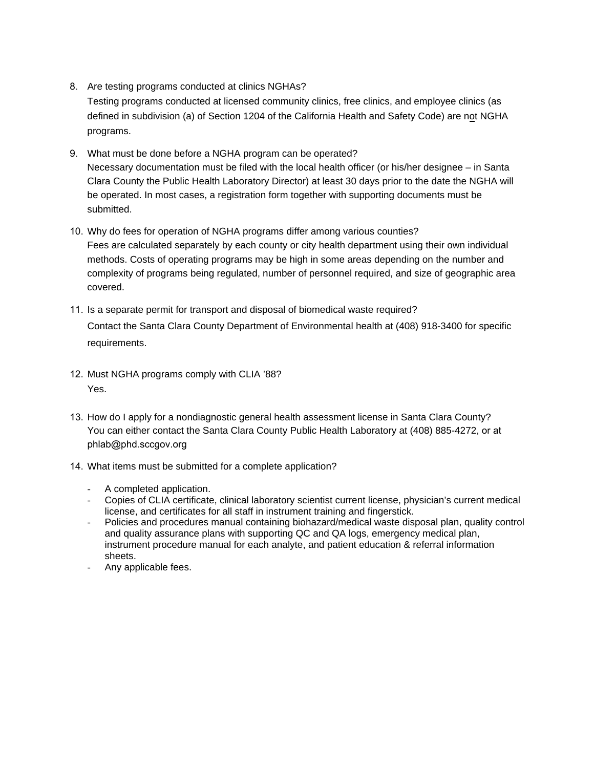8. Are testing programs conducted at clinics NGHAs?

   Testing programs conducted at licensed community clinics, free clinics, and employee clinics (as defined in subdivision (a) of Section 1204 of the California Health and Safety Code) are not NGHA programs.

9. What must be done before a NGHA program can be operated?

   Necessary documentation must be filed with the local health officer (or his/her designee – in Santa Clara County the Public Health Laboratory Director) at least 30 days prior to the date the NGHA will be operated. In most cases, a registration form together with supporting documents must be submitted.

10. Why do fees for operation of NGHA programs differ among various counties?

    Fees are calculated separately by each county or city health department using their own individual methods. Costs of operating programs may be high in some areas depending on the number and complexity of programs being regulated, number of personnel required, and size of geographic area covered.

11. Is a separate permit for transport and disposal of biomedical waste required?

    Contact the Santa Clara County Department of Environmental health at (408) 918-3400 for specific requirements.

12. Must NGHA programs comply with CLIA '88?

    Yes.

13. How do I apply for a nondiagnostic general health assessment license in Santa Clara County?

    You can either contact the Santa Clara County Public Health Laboratory at (408) 885-4272, or at phlab@phd.sccgov.org

14. What items must be submitted for a complete application?

    - A completed application.
    - Copies of CLIA certificate, clinical laboratory scientist current license, physician's current medical license, and certificates for all staff in instrument training and fingerstick.
    - Policies and procedures manual containing biohazard/medical waste disposal plan, quality control and quality assurance plans with supporting QC and QA logs, emergency medical plan, instrument procedure manual for each analyte, and patient education & referral information sheets.
    - Any applicable fees.